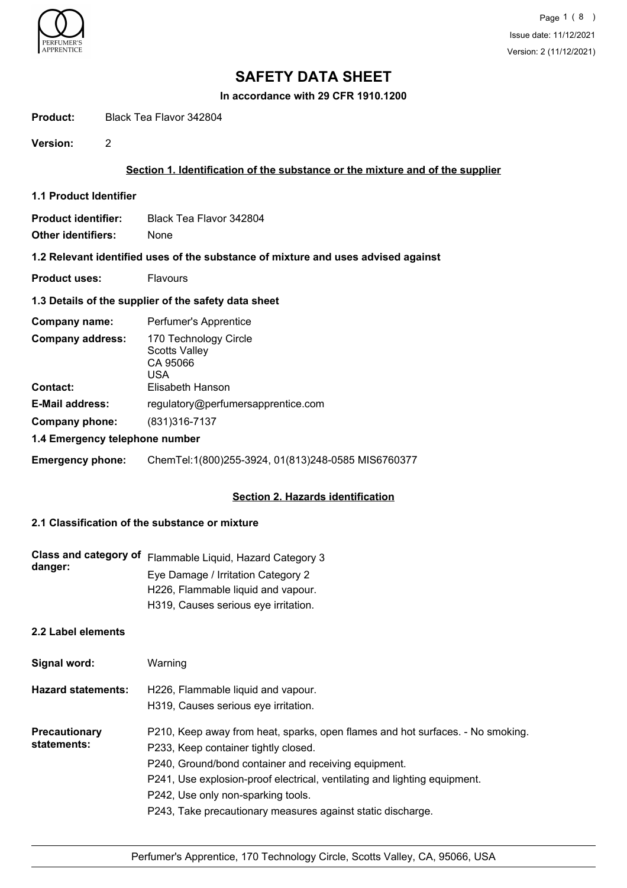# SAFETY DATA SHEET

**In accordance with 29 CFR 1910.1200**

**Product:** Black Tea Flavor 342804

**Version:** 2

## Section 1. Identification of the substance or the mixture and of the supplier

### 1.1 Product Identifier

**Product identifier:** Black Tea Flavor 342804

**Other identifiers:** None

### 1.2 Relevant identified uses of the substance of mixture and uses advised against

**Product uses:** Flavours

### 1.3 Details of the supplier of the safety data sheet

**Company name:** Perfumer's Apprentice

**Company address:** 170 Technology Circle
Scotts Valley
CA 95066
USA

**Contact:** Elisabeth Hanson

**E-Mail address:** regulatory@perfumersapprentice.com

**Company phone:** (831)316-7137

### 1.4 Emergency telephone number

**Emergency phone:** ChemTel:1(800)255-3924, 01(813)248-0585 MIS6760377

## Section 2. Hazards identification

### 2.1 Classification of the substance or mixture

**Class and category of danger:**
Flammable Liquid, Hazard Category 3
Eye Damage / Irritation Category 2
H226, Flammable liquid and vapour.
H319, Causes serious eye irritation.

### 2.2 Label elements

**Signal word:** Warning

**Hazard statements:**
H226, Flammable liquid and vapour.
H319, Causes serious eye irritation.

**Precautionary statements:**
P210, Keep away from heat, sparks, open flames and hot surfaces. - No smoking.
P233, Keep container tightly closed.
P240, Ground/bond container and receiving equipment.
P241, Use explosion-proof electrical, ventilating and lighting equipment.
P242, Use only non-sparking tools.
P243, Take precautionary measures against static discharge.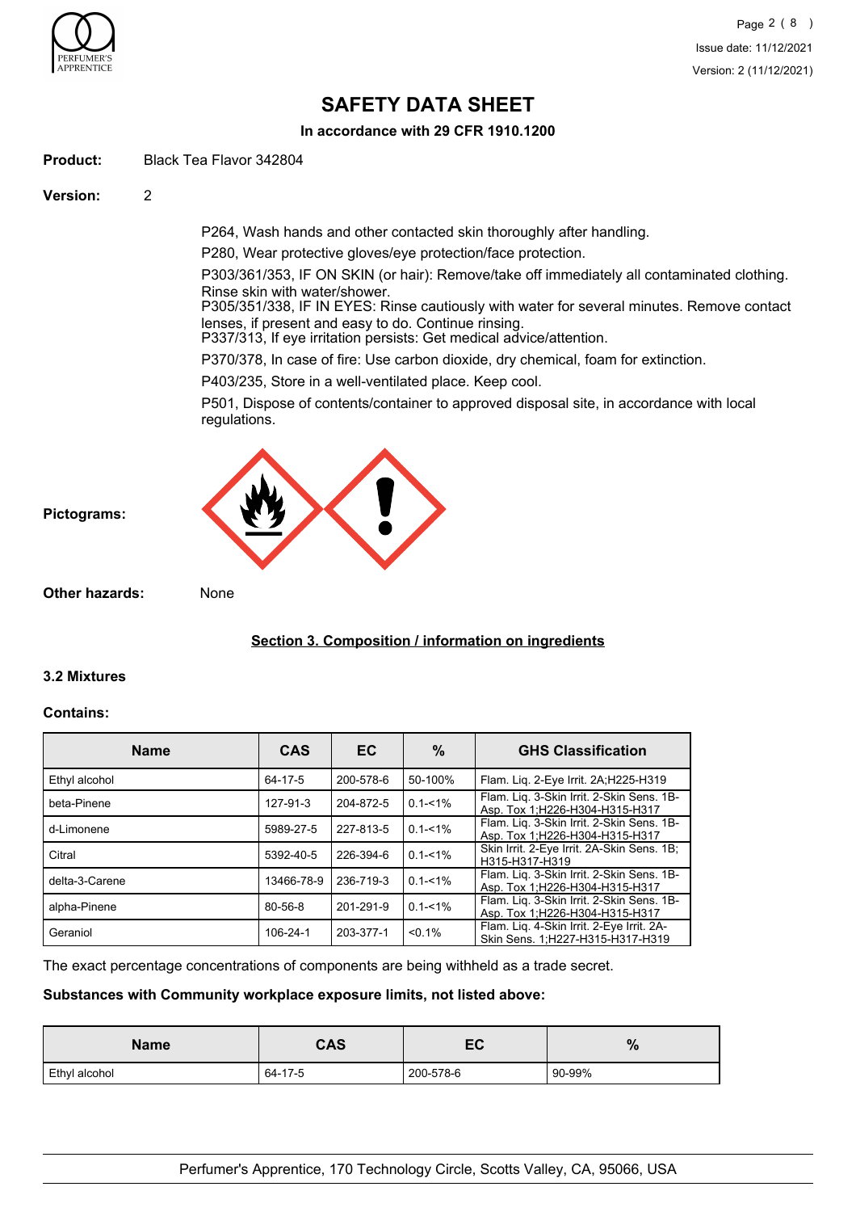# SAFETY DATA SHEET

**In accordance with 29 CFR 1910.1200**

**Product:** Black Tea Flavor 342804

**Version:** 2

P264, Wash hands and other contacted skin thoroughly after handling.

P280, Wear protective gloves/eye protection/face protection.

P303/361/353, IF ON SKIN (or hair): Remove/take off immediately all contaminated clothing. Rinse skin with water/shower.
P305/351/338, IF IN EYES: Rinse cautiously with water for several minutes. Remove contact lenses, if present and easy to do. Continue rinsing.
P337/313, If eye irritation persists: Get medical advice/attention.

P370/378, In case of fire: Use carbon dioxide, dry chemical, foam for extinction.

P403/235, Store in a well-ventilated place. Keep cool.

P501, Dispose of contents/container to approved disposal site, in accordance with local regulations.

**Pictograms:**

**Other hazards:** None

## Section 3. Composition / information on ingredients

### 3.2 Mixtures

**Contains:**

| Name | CAS | EC | % | GHS Classification |
|---|---|---|---|---|
| Ethyl alcohol | 64-17-5 | 200-578-6 | 50-100% | Flam. Liq. 2-Eye Irrit. 2A;H225-H319 |
| beta-Pinene | 127-91-3 | 204-872-5 | 0.1-<1% | Flam. Liq. 3-Skin Irrit. 2-Skin Sens. 1B-Asp. Tox 1;H226-H304-H315-H317 |
| d-Limonene | 5989-27-5 | 227-813-5 | 0.1-<1% | Flam. Liq. 3-Skin Irrit. 2-Skin Sens. 1B-Asp. Tox 1;H226-H304-H315-H317 |
| Citral | 5392-40-5 | 226-394-6 | 0.1-<1% | Skin Irrit. 2-Eye Irrit. 2A-Skin Sens. 1B;H315-H317-H319 |
| delta-3-Carene | 13466-78-9 | 236-719-3 | 0.1-<1% | Flam. Liq. 3-Skin Irrit. 2-Skin Sens. 1B-Asp. Tox 1;H226-H304-H315-H317 |
| alpha-Pinene | 80-56-8 | 201-291-9 | 0.1-<1% | Flam. Liq. 3-Skin Irrit. 2-Skin Sens. 1B-Asp. Tox 1;H226-H304-H315-H317 |
| Geraniol | 106-24-1 | 203-377-1 | <0.1% | Flam. Liq. 4-Skin Irrit. 2-Eye Irrit. 2A-Skin Sens. 1;H227-H315-H317-H319 |

The exact percentage concentrations of components are being withheld as a trade secret.

**Substances with Community workplace exposure limits, not listed above:**

| Name | CAS | EC | % |
|---|---|---|---|
| Ethyl alcohol | 64-17-5 | 200-578-6 | 90-99% |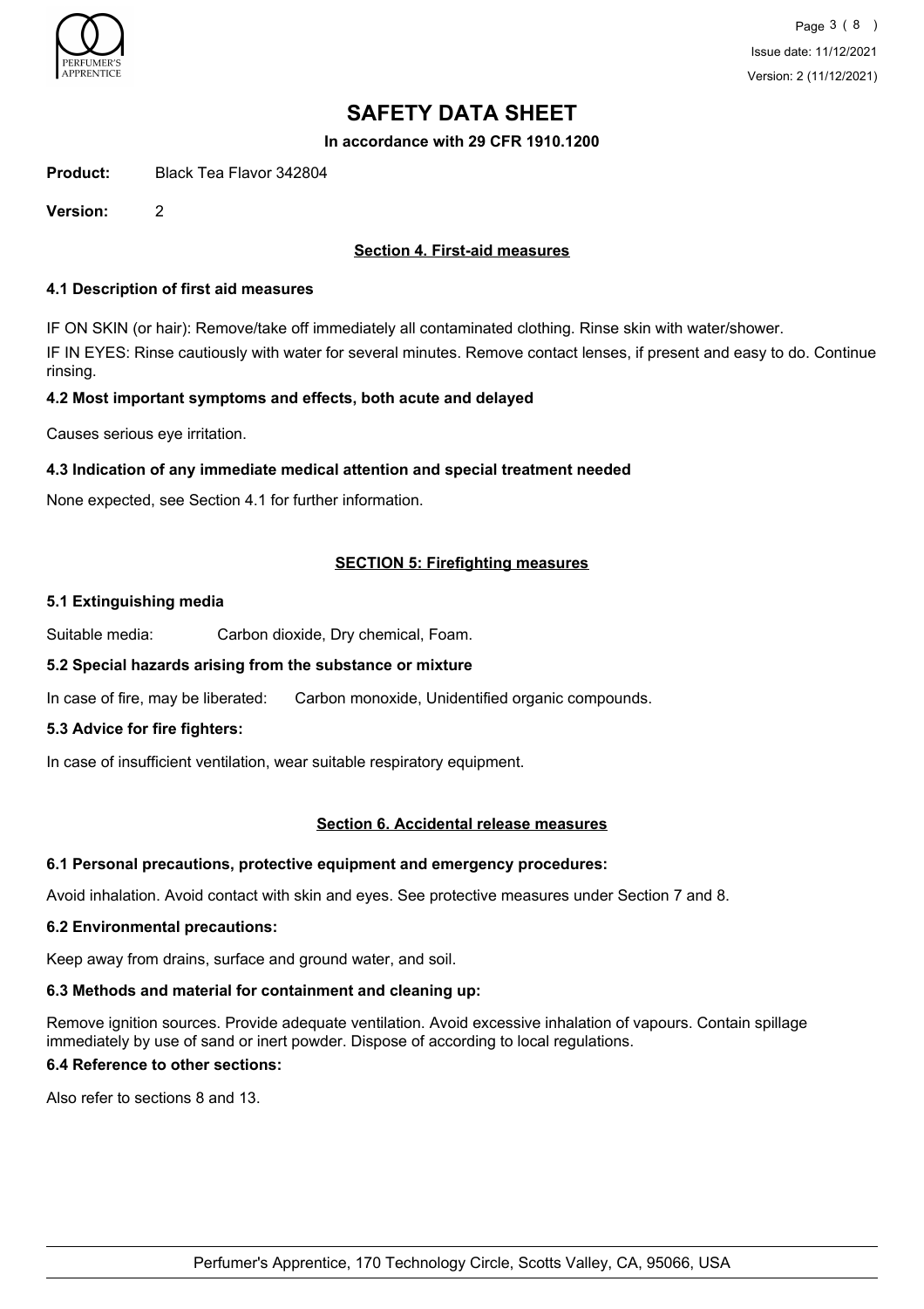# SAFETY DATA SHEET

**In accordance with 29 CFR 1910.1200**

**Product:** Black Tea Flavor 342804

**Version:** 2

## Section 4. First-aid measures

### 4.1 Description of first aid measures

IF ON SKIN (or hair): Remove/take off immediately all contaminated clothing. Rinse skin with water/shower.

IF IN EYES: Rinse cautiously with water for several minutes. Remove contact lenses, if present and easy to do. Continue rinsing.

### 4.2 Most important symptoms and effects, both acute and delayed

Causes serious eye irritation.

### 4.3 Indication of any immediate medical attention and special treatment needed

None expected, see Section 4.1 for further information.

## SECTION 5: Firefighting measures

### 5.1 Extinguishing media

Suitable media: Carbon dioxide, Dry chemical, Foam.

### 5.2 Special hazards arising from the substance or mixture

In case of fire, may be liberated: Carbon monoxide, Unidentified organic compounds.

### 5.3 Advice for fire fighters:

In case of insufficient ventilation, wear suitable respiratory equipment.

## Section 6. Accidental release measures

### 6.1 Personal precautions, protective equipment and emergency procedures:

Avoid inhalation. Avoid contact with skin and eyes. See protective measures under Section 7 and 8.

### 6.2 Environmental precautions:

Keep away from drains, surface and ground water, and soil.

### 6.3 Methods and material for containment and cleaning up:

Remove ignition sources. Provide adequate ventilation. Avoid excessive inhalation of vapours. Contain spillage immediately by use of sand or inert powder. Dispose of according to local regulations.

### 6.4 Reference to other sections:

Also refer to sections 8 and 13.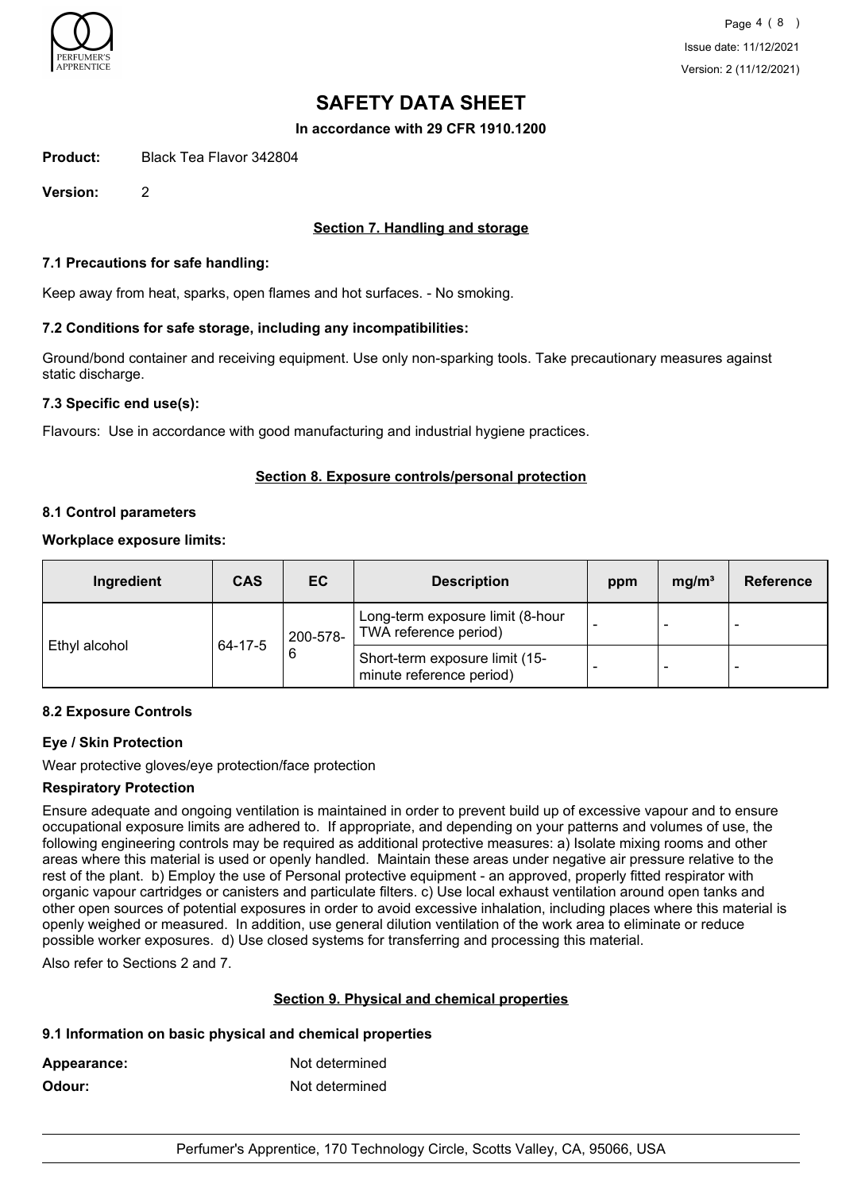# SAFETY DATA SHEET

**In accordance with 29 CFR 1910.1200**

**Product:** Black Tea Flavor 342804

**Version:** 2

## Section 7. Handling and storage

### 7.1 Precautions for safe handling:

Keep away from heat, sparks, open flames and hot surfaces. - No smoking.

### 7.2 Conditions for safe storage, including any incompatibilities:

Ground/bond container and receiving equipment. Use only non-sparking tools. Take precautionary measures against static discharge.

### 7.3 Specific end use(s):

Flavours: Use in accordance with good manufacturing and industrial hygiene practices.

## Section 8. Exposure controls/personal protection

### 8.1 Control parameters

**Workplace exposure limits:**

| Ingredient | CAS | EC | Description | ppm | mg/m³ | Reference |
|---|---|---|---|---|---|---|
| Ethyl alcohol | 64-17-5 | 200-578-6 | Long-term exposure limit (8-hour TWA reference period) | - | - | - |
| | | | Short-term exposure limit (15-minute reference period) | - | - | - |

### 8.2 Exposure Controls

**Eye / Skin Protection**

Wear protective gloves/eye protection/face protection

**Respiratory Protection**

Ensure adequate and ongoing ventilation is maintained in order to prevent build up of excessive vapour and to ensure occupational exposure limits are adhered to. If appropriate, and depending on your patterns and volumes of use, the following engineering controls may be required as additional protective measures: a) Isolate mixing rooms and other areas where this material is used or openly handled. Maintain these areas under negative air pressure relative to the rest of the plant. b) Employ the use of Personal protective equipment - an approved, properly fitted respirator with organic vapour cartridges or canisters and particulate filters. c) Use local exhaust ventilation around open tanks and other open sources of potential exposures in order to avoid excessive inhalation, including places where this material is openly weighed or measured. In addition, use general dilution ventilation of the work area to eliminate or reduce possible worker exposures. d) Use closed systems for transferring and processing this material.

Also refer to Sections 2 and 7.

## Section 9. Physical and chemical properties

### 9.1 Information on basic physical and chemical properties

**Appearance:** Not determined

**Odour:** Not determined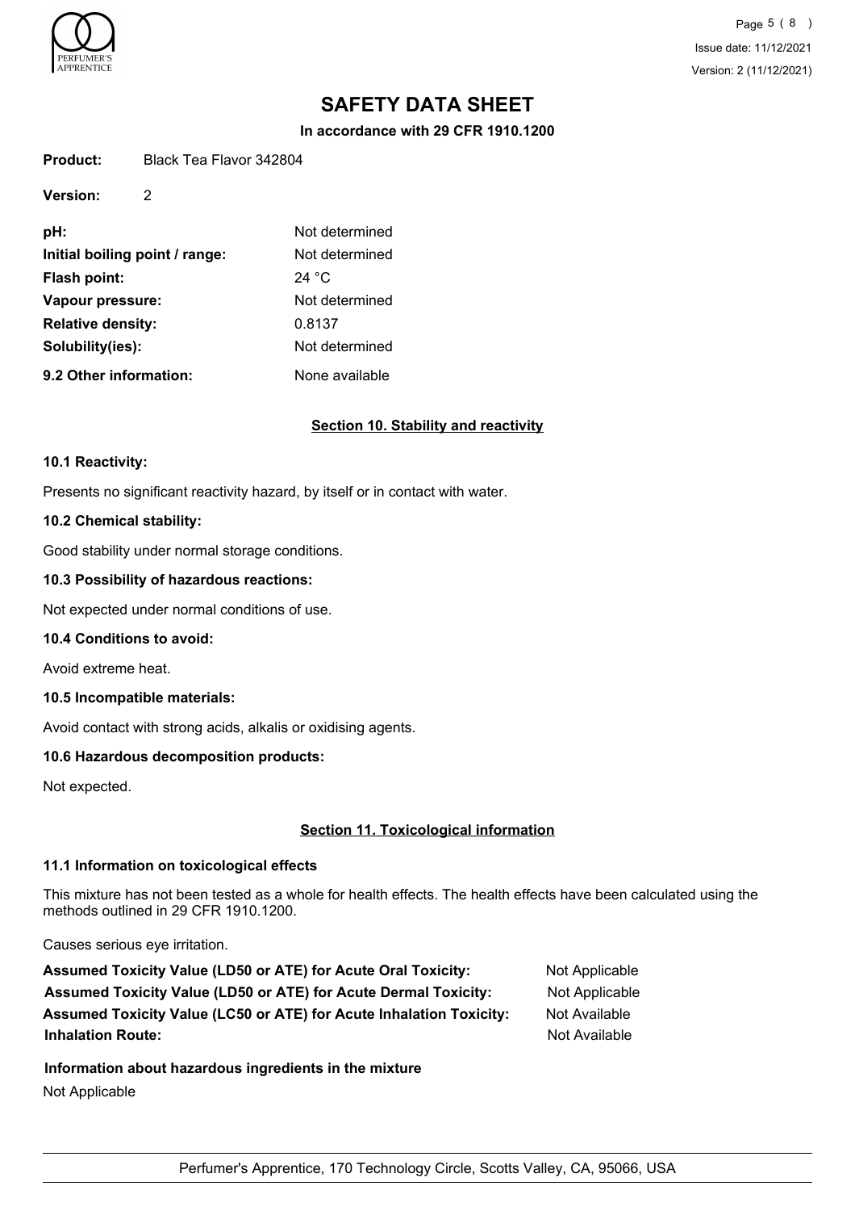# SAFETY DATA SHEET

**In accordance with 29 CFR 1910.1200**

**Product:** Black Tea Flavor 342804

**Version:** 2

| | |
|---|---|
| **pH:** | Not determined |
| **Initial boiling point / range:** | Not determined |
| **Flash point:** | 24 °C |
| **Vapour pressure:** | Not determined |
| **Relative density:** | 0.8137 |
| **Solubility(ies):** | Not determined |
| **9.2 Other information:** | None available |

## Section 10. Stability and reactivity

### 10.1 Reactivity:

Presents no significant reactivity hazard, by itself or in contact with water.

### 10.2 Chemical stability:

Good stability under normal storage conditions.

### 10.3 Possibility of hazardous reactions:

Not expected under normal conditions of use.

### 10.4 Conditions to avoid:

Avoid extreme heat.

### 10.5 Incompatible materials:

Avoid contact with strong acids, alkalis or oxidising agents.

### 10.6 Hazardous decomposition products:

Not expected.

## Section 11. Toxicological information

### 11.1 Information on toxicological effects

This mixture has not been tested as a whole for health effects. The health effects have been calculated using the methods outlined in 29 CFR 1910.1200.

Causes serious eye irritation.

| | |
|---|---|
| **Assumed Toxicity Value (LD50 or ATE) for Acute Oral Toxicity:** | Not Applicable |
| **Assumed Toxicity Value (LD50 or ATE) for Acute Dermal Toxicity:** | Not Applicable |
| **Assumed Toxicity Value (LC50 or ATE) for Acute Inhalation Toxicity:** | Not Available |
| **Inhalation Route:** | Not Available |

**Information about hazardous ingredients in the mixture**

Not Applicable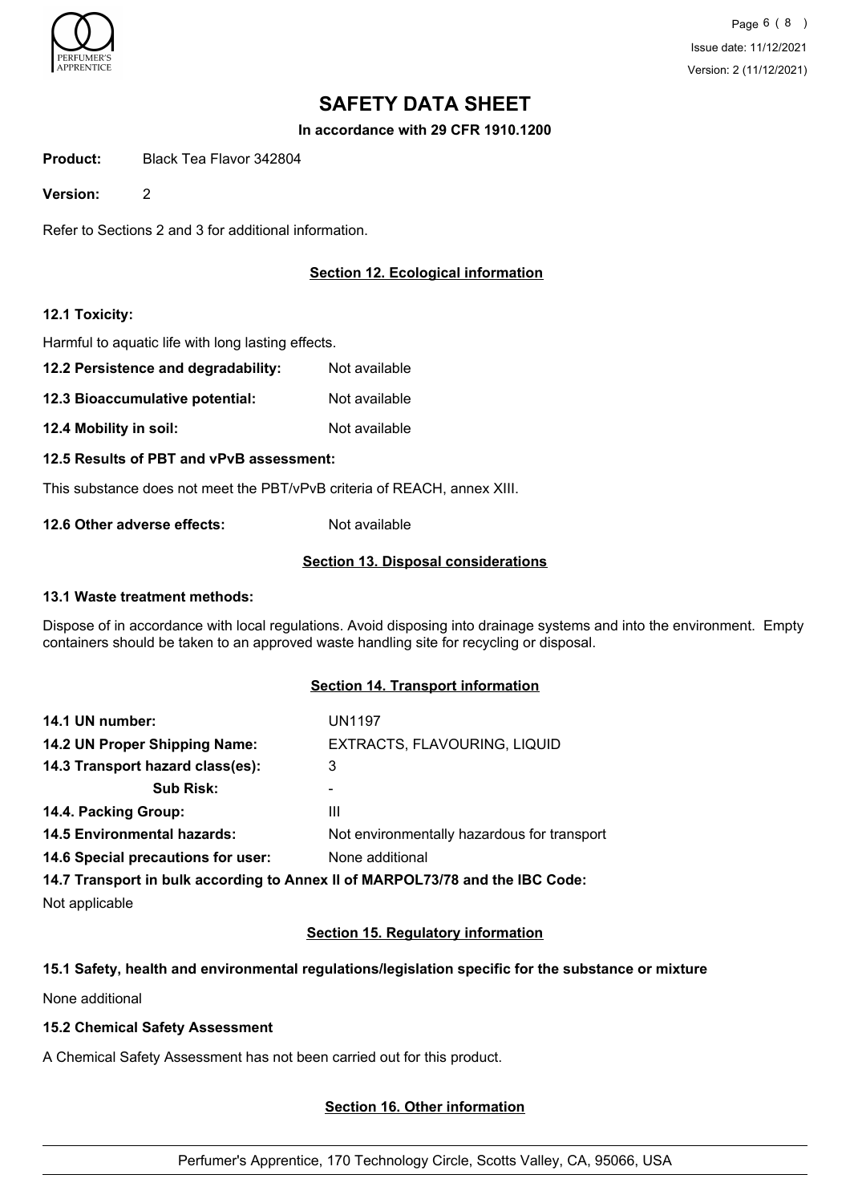# SAFETY DATA SHEET

**In accordance with 29 CFR 1910.1200**

**Product:** Black Tea Flavor 342804

**Version:** 2

Refer to Sections 2 and 3 for additional information.

## Section 12. Ecological information

**12.1 Toxicity:**

Harmful to aquatic life with long lasting effects.

**12.2 Persistence and degradability:** Not available

**12.3 Bioaccumulative potential:** Not available

**12.4 Mobility in soil:** Not available

**12.5 Results of PBT and vPvB assessment:**

This substance does not meet the PBT/vPvB criteria of REACH, annex XIII.

**12.6 Other adverse effects:** Not available

## Section 13. Disposal considerations

**13.1 Waste treatment methods:**

Dispose of in accordance with local regulations. Avoid disposing into drainage systems and into the environment. Empty containers should be taken to an approved waste handling site for recycling or disposal.

## Section 14. Transport information

**14.1 UN number:** UN1197

**14.2 UN Proper Shipping Name:** EXTRACTS, FLAVOURING, LIQUID

**14.3 Transport hazard class(es):** 3

**Sub Risk:** -

**14.4. Packing Group:** III

**14.5 Environmental hazards:** Not environmentally hazardous for transport

**14.6 Special precautions for user:** None additional

**14.7 Transport in bulk according to Annex II of MARPOL73/78 and the IBC Code:**

Not applicable

## Section 15. Regulatory information

**15.1 Safety, health and environmental regulations/legislation specific for the substance or mixture**

None additional

**15.2 Chemical Safety Assessment**

A Chemical Safety Assessment has not been carried out for this product.

## Section 16. Other information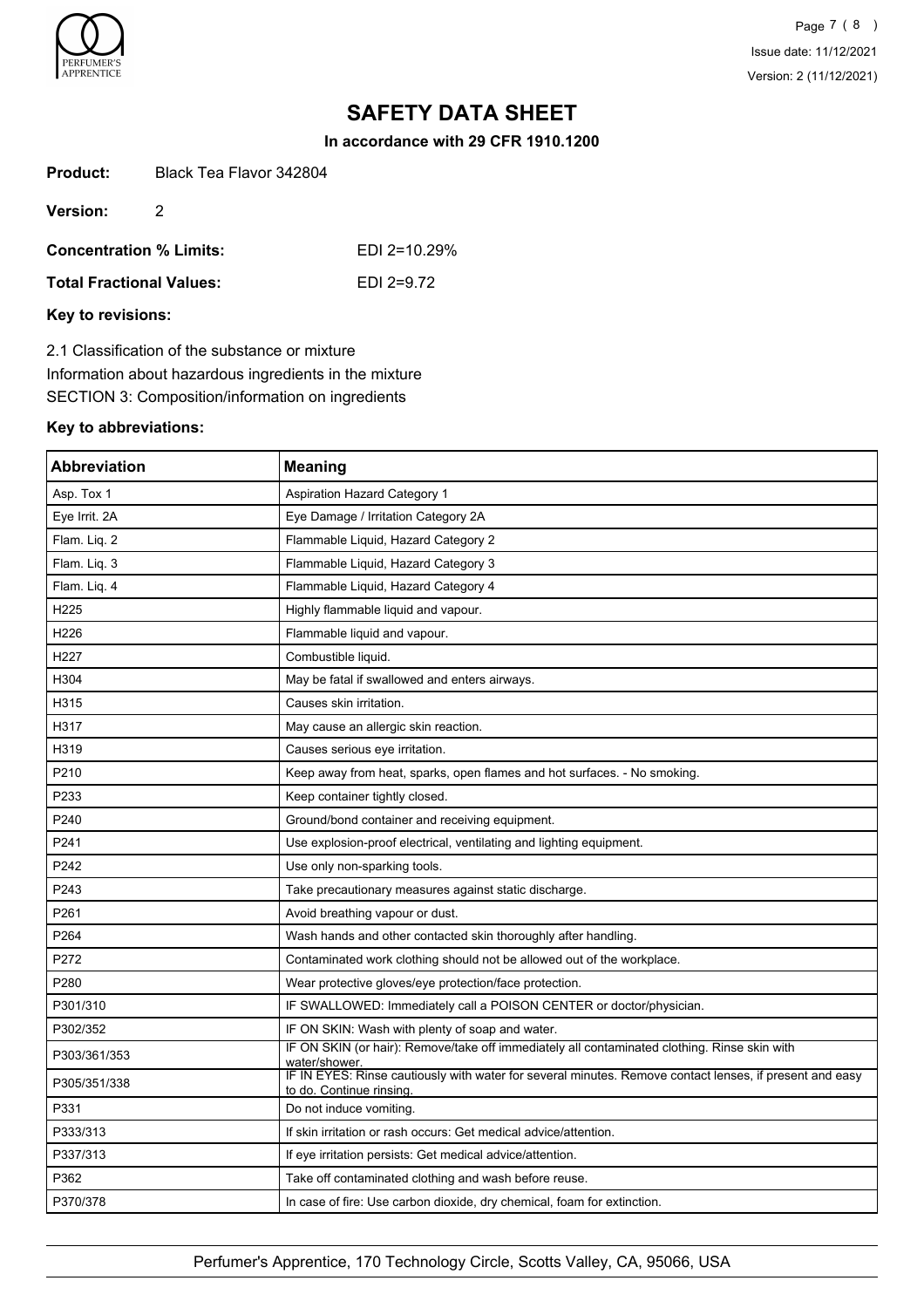# SAFETY DATA SHEET

**In accordance with 29 CFR 1910.1200**

**Product:** Black Tea Flavor 342804

**Version:** 2

**Concentration % Limits:** EDI 2=10.29%

**Total Fractional Values:** EDI 2=9.72

**Key to revisions:**

2.1 Classification of the substance or mixture

Information about hazardous ingredients in the mixture

SECTION 3: Composition/information on ingredients

**Key to abbreviations:**

| Abbreviation | Meaning |
|---|---|
| Asp. Tox 1 | Aspiration Hazard Category 1 |
| Eye Irrit. 2A | Eye Damage / Irritation Category 2A |
| Flam. Liq. 2 | Flammable Liquid, Hazard Category 2 |
| Flam. Liq. 3 | Flammable Liquid, Hazard Category 3 |
| Flam. Liq. 4 | Flammable Liquid, Hazard Category 4 |
| H225 | Highly flammable liquid and vapour. |
| H226 | Flammable liquid and vapour. |
| H227 | Combustible liquid. |
| H304 | May be fatal if swallowed and enters airways. |
| H315 | Causes skin irritation. |
| H317 | May cause an allergic skin reaction. |
| H319 | Causes serious eye irritation. |
| P210 | Keep away from heat, sparks, open flames and hot surfaces. - No smoking. |
| P233 | Keep container tightly closed. |
| P240 | Ground/bond container and receiving equipment. |
| P241 | Use explosion-proof electrical, ventilating and lighting equipment. |
| P242 | Use only non-sparking tools. |
| P243 | Take precautionary measures against static discharge. |
| P261 | Avoid breathing vapour or dust. |
| P264 | Wash hands and other contacted skin thoroughly after handling. |
| P272 | Contaminated work clothing should not be allowed out of the workplace. |
| P280 | Wear protective gloves/eye protection/face protection. |
| P301/310 | IF SWALLOWED: Immediately call a POISON CENTER or doctor/physician. |
| P302/352 | IF ON SKIN: Wash with plenty of soap and water. |
| P303/361/353 | IF ON SKIN (or hair): Remove/take off immediately all contaminated clothing. Rinse skin with water/shower. |
| P305/351/338 | IF IN EYES: Rinse cautiously with water for several minutes. Remove contact lenses, if present and easy to do. Continue rinsing. |
| P331 | Do not induce vomiting. |
| P333/313 | If skin irritation or rash occurs: Get medical advice/attention. |
| P337/313 | If eye irritation persists: Get medical advice/attention. |
| P362 | Take off contaminated clothing and wash before reuse. |
| P370/378 | In case of fire: Use carbon dioxide, dry chemical, foam for extinction. |

Perfumer's Apprentice, 170 Technology Circle, Scotts Valley, CA, 95066, USA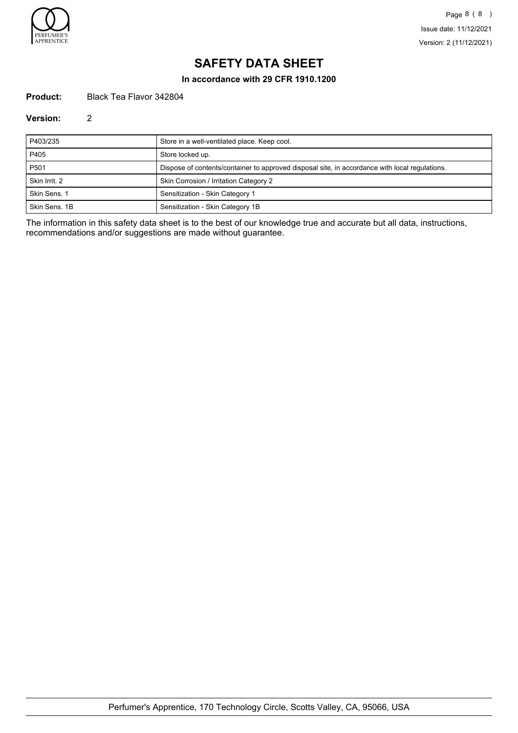| | |
|---|---|
| P403/235 | Store in a well-ventilated place. Keep cool. |
| P405 | Store locked up. |
| P501 | Dispose of contents/container to approved disposal site, in accordance with local regulations. |
| Skin Irrit. 2 | Skin Corrosion / Irritation Category 2 |
| Skin Sens. 1 | Sensitization - Skin Category 1 |
| Skin Sens. 1B | Sensitization - Skin Category 1B |

The information in this safety data sheet is to the best of our knowledge true and accurate but all data, instructions, recommendations and/or suggestions are made without guarantee.